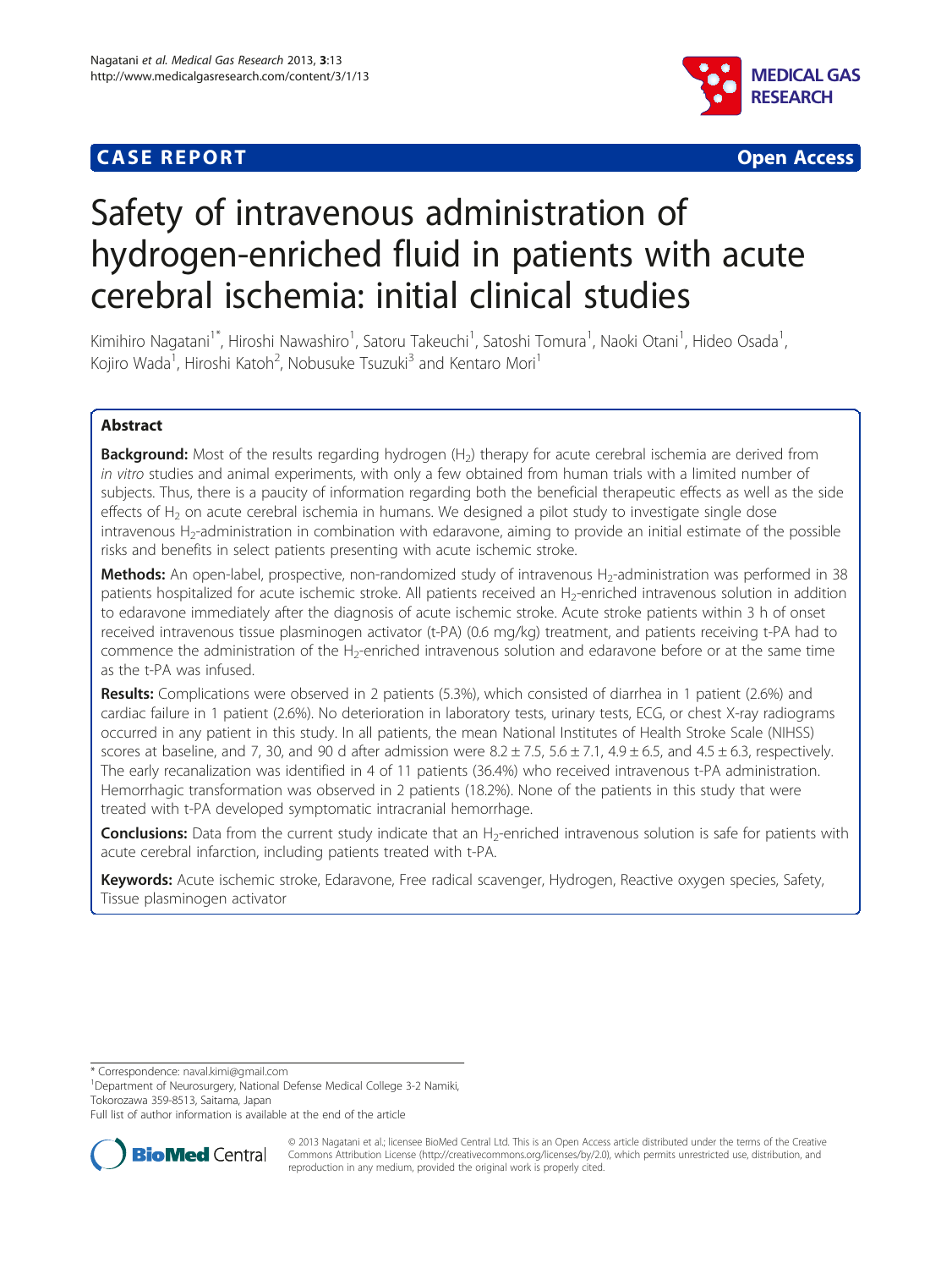**CASE REPORT** **Open Access**

# Safety of intravenous administration of hydrogen-enriched fluid in patients with acute cerebral ischemia: initial clinical studies

Kimihiro Nagatani[1*], Hiroshi Nawashiro[1], Satoru Takeuchi[1], Satoshi Tomura[1], Naoki Otani[1], Hideo Osada[1], Kojiro Wada[1], Hiroshi Katoh[2], Nobusuke Tsuzuki[3] and Kentaro Mori[1]

## Abstract

**Background:** Most of the results regarding hydrogen ($H_2$) therapy for acute cerebral ischemia are derived from *in vitro* studies and animal experiments, with only a few obtained from human trials with a limited number of subjects. Thus, there is a paucity of information regarding both the beneficial therapeutic effects as well as the side effects of $H_2$ on acute cerebral ischemia in humans. We designed a pilot study to investigate single dose intravenous $H_2$-administration in combination with edaravone, aiming to provide an initial estimate of the possible risks and benefits in select patients presenting with acute ischemic stroke.

**Methods:** An open-label, prospective, non-randomized study of intravenous $H_2$-administration was performed in 38 patients hospitalized for acute ischemic stroke. All patients received an $H_2$-enriched intravenous solution in addition to edaravone immediately after the diagnosis of acute ischemic stroke. Acute stroke patients within 3 h of onset received intravenous tissue plasminogen activator (t-PA) (0.6 mg/kg) treatment, and patients receiving t-PA had to commence the administration of the $H_2$-enriched intravenous solution and edaravone before or at the same time as the t-PA was infused.

**Results:** Complications were observed in 2 patients (5.3%), which consisted of diarrhea in 1 patient (2.6%) and cardiac failure in 1 patient (2.6%). No deterioration in laboratory tests, urinary tests, ECG, or chest X-ray radiograms occurred in any patient in this study. In all patients, the mean National Institutes of Health Stroke Scale (NIHSS) scores at baseline, and 7, 30, and 90 d after admission were $8.2 \pm 7.5$, $5.6 \pm 7.1$, $4.9 \pm 6.5$, and $4.5 \pm 6.3$, respectively. The early recanalization was identified in 4 of 11 patients (36.4%) who received intravenous t-PA administration. Hemorrhagic transformation was observed in 2 patients (18.2%). None of the patients in this study that were treated with t-PA developed symptomatic intracranial hemorrhage.

**Conclusions:** Data from the current study indicate that an $H_2$-enriched intravenous solution is safe for patients with acute cerebral infarction, including patients treated with t-PA.

**Keywords:** Acute ischemic stroke, Edaravone, Free radical scavenger, Hydrogen, Reactive oxygen species, Safety, Tissue plasminogen activator

---

\* Correspondence: naval.kimi@gmail.com
[1]Department of Neurosurgery, National Defense Medical College 3-2 Namiki, Tokorozawa 359-8513, Saitama, Japan
Full list of author information is available at the end of the article

© 2013 Nagatani et al.; licensee BioMed Central Ltd. This is an Open Access article distributed under the terms of the Creative Commons Attribution License (http://creativecommons.org/licenses/by/2.0), which permits unrestricted use, distribution, and reproduction in any medium, provided the original work is properly cited.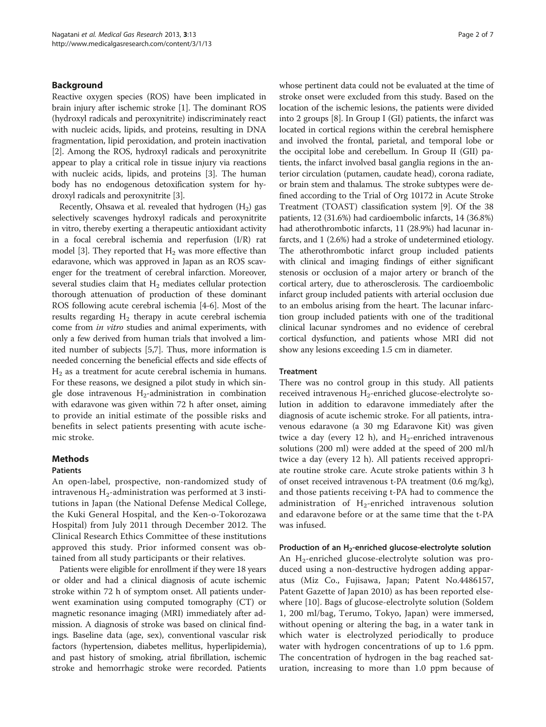## Background

Reactive oxygen species (ROS) have been implicated in brain injury after ischemic stroke [1]. The dominant ROS (hydroxyl radicals and peroxynitrite) indiscriminately react with nucleic acids, lipids, and proteins, resulting in DNA fragmentation, lipid peroxidation, and protein inactivation [2]. Among the ROS, hydroxyl radicals and peroxynitrite appear to play a critical role in tissue injury via reactions with nucleic acids, lipids, and proteins [3]. The human body has no endogenous detoxification system for hydroxyl radicals and peroxynitrite [3].

Recently, Ohsawa et al. revealed that hydrogen ($H_2$) gas selectively scavenges hydroxyl radicals and peroxynitrite in vitro, thereby exerting a therapeutic antioxidant activity in a focal cerebral ischemia and reperfusion (I/R) rat model [3]. They reported that $H_2$ was more effective than edaravone, which was approved in Japan as an ROS scavenger for the treatment of cerebral infarction. Moreover, several studies claim that $H_2$ mediates cellular protection thorough attenuation of production of these dominant ROS following acute cerebral ischemia [4-6]. Most of the results regarding $H_2$ therapy in acute cerebral ischemia come from *in vitro* studies and animal experiments, with only a few derived from human trials that involved a limited number of subjects [5,7]. Thus, more information is needed concerning the beneficial effects and side effects of $H_2$ as a treatment for acute cerebral ischemia in humans. For these reasons, we designed a pilot study in which single dose intravenous $H_2$-administration in combination with edaravone was given within 72 h after onset, aiming to provide an initial estimate of the possible risks and benefits in select patients presenting with acute ischemic stroke.

## Methods

### Patients

An open-label, prospective, non-randomized study of intravenous $H_2$-administration was performed at 3 institutions in Japan (the National Defense Medical College, the Kuki General Hospital, and the Ken-o-Tokorozawa Hospital) from July 2011 through December 2012. The Clinical Research Ethics Committee of these institutions approved this study. Prior informed consent was obtained from all study participants or their relatives.

Patients were eligible for enrollment if they were 18 years or older and had a clinical diagnosis of acute ischemic stroke within 72 h of symptom onset. All patients underwent examination using computed tomography (CT) or magnetic resonance imaging (MRI) immediately after admission. A diagnosis of stroke was based on clinical findings. Baseline data (age, sex), conventional vascular risk factors (hypertension, diabetes mellitus, hyperlipidemia), and past history of smoking, atrial fibrillation, ischemic stroke and hemorrhagic stroke were recorded. Patients whose pertinent data could not be evaluated at the time of stroke onset were excluded from this study. Based on the location of the ischemic lesions, the patients were divided into 2 groups [8]. In Group I (GI) patients, the infarct was located in cortical regions within the cerebral hemisphere and involved the frontal, parietal, and temporal lobe or the occipital lobe and cerebellum. In Group II (GII) patients, the infarct involved basal ganglia regions in the anterior circulation (putamen, caudate head), corona radiate, or brain stem and thalamus. The stroke subtypes were defined according to the Trial of Org 10172 in Acute Stroke Treatment (TOAST) classification system [9]. Of the 38 patients, 12 (31.6%) had cardioembolic infarcts, 14 (36.8%) had atherothrombotic infarcts, 11 (28.9%) had lacunar infarcts, and 1 (2.6%) had a stroke of undetermined etiology. The atherothrombotic infarct group included patients with clinical and imaging findings of either significant stenosis or occlusion of a major artery or branch of the cortical artery, due to atherosclerosis. The cardioembolic infarct group included patients with arterial occlusion due to an embolus arising from the heart. The lacunar infarction group included patients with one of the traditional clinical lacunar syndromes and no evidence of cerebral cortical dysfunction, and patients whose MRI did not show any lesions exceeding 1.5 cm in diameter.

### Treatment

There was no control group in this study. All patients received intravenous $H_2$-enriched glucose-electrolyte solution in addition to edaravone immediately after the diagnosis of acute ischemic stroke. For all patients, intravenous edaravone (a 30 mg Edaravone Kit) was given twice a day (every 12 h), and $H_2$-enriched intravenous solutions (200 ml) were added at the speed of 200 ml/h twice a day (every 12 h). All patients received appropriate routine stroke care. Acute stroke patients within 3 h of onset received intravenous t-PA treatment (0.6 mg/kg), and those patients receiving t-PA had to commence the administration of $H_2$-enriched intravenous solution and edaravone before or at the same time that the t-PA was infused.

### Production of an $H_2$-enriched glucose-electrolyte solution

An $H_2$-enriched glucose-electrolyte solution was produced using a non-destructive hydrogen adding apparatus (Miz Co., Fujisawa, Japan; Patent No.4486157, Patent Gazette of Japan 2010) as has been reported elsewhere [10]. Bags of glucose-electrolyte solution (Soldem 1, 200 ml/bag, Terumo, Tokyo, Japan) were immersed, without opening or altering the bag, in a water tank in which water is electrolyzed periodically to produce water with hydrogen concentrations of up to 1.6 ppm. The concentration of hydrogen in the bag reached saturation, increasing to more than 1.0 ppm because of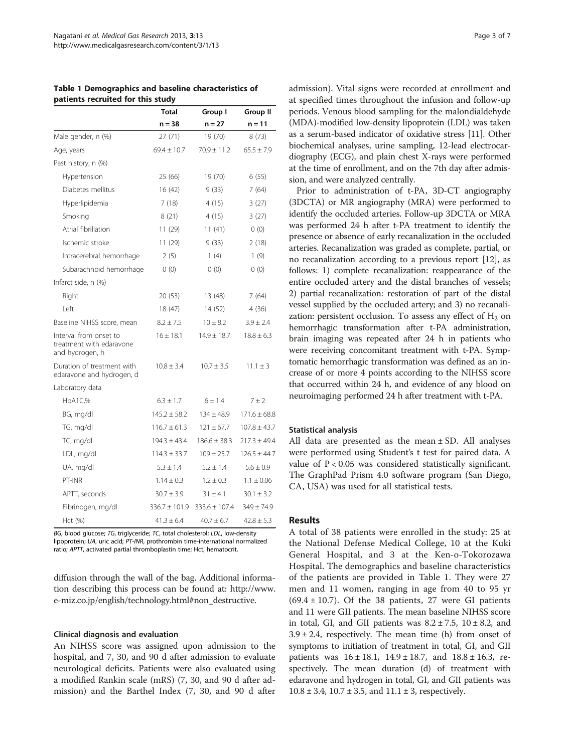**Table 1 Demographics and baseline characteristics of patients recruited for this study**

| | Total | Group I | Group II |
|---|---|---|---|
| | n = 38 | n = 27 | n = 11 |
| Male gender, n (%) | 27 (71) | 19 (70) | 8 (73) |
| Age, years | 69.4 ± 10.7 | 70.9 ± 11.2 | 65.5 ± 7.9 |
| Past history, n (%) | | | |
| Hypertension | 25 (66) | 19 (70) | 6 (55) |
| Diabetes mellitus | 16 (42) | 9 (33) | 7 (64) |
| Hyperlipidemia | 7 (18) | 4 (15) | 3 (27) |
| Smoking | 8 (21) | 4 (15) | 3 (27) |
| Atrial fibrillation | 11 (29) | 11 (41) | 0 (0) |
| Ischemic stroke | 11 (29) | 9 (33) | 2 (18) |
| Intracerebral hemorrhage | 2 (5) | 1 (4) | 1 (9) |
| Subarachnoid hemorrhage | 0 (0) | 0 (0) | 0 (0) |
| Infarct side, n (%) | | | |
| Right | 20 (53) | 13 (48) | 7 (64) |
| Left | 18 (47) | 14 (52) | 4 (36) |
| Baseline NIHSS score, mean | 8.2 ± 7.5 | 10 ± 8.2 | 3.9 ± 2.4 |
| Interval from onset to treatment with edaravone and hydrogen, h | 16 ± 18.1 | 14.9 ± 18.7 | 18.8 ± 6.3 |
| Duration of treatment with edaravone and hydrogen, d | 10.8 ± 3.4 | 10.7 ± 3.5 | 11.1 ± 3 |
| Laboratory data | | | |
| HbA1C,% | 6.3 ± 1.7 | 6 ± 1.4 | 7 ± 2 |
| BG, mg/dl | 145.2 ± 58.2 | 134 ± 48.9 | 171.6 ± 68.8 |
| TG, mg/dl | 116.7 ± 61.3 | 121 ± 67.7 | 107.8 ± 43.7 |
| TC, mg/dl | 194.3 ± 43.4 | 186.6 ± 38.3 | 217.3 ± 49.4 |
| LDL, mg/dl | 114.3 ± 33.7 | 109 ± 25.7 | 126.5 ± 44.7 |
| UA, mg/dl | 5.3 ± 1.4 | 5.2 ± 1.4 | 5.6 ± 0.9 |
| PT-INR | 1.14 ± 0.3 | 1.2 ± 0.3 | 1.1 ± 0.06 |
| APTT, seconds | 30.7 ± 3.9 | 31 ± 4.1 | 30.1 ± 3.2 |
| Fibrinogen, mg/dl | 336.7 ± 101.9 | 333.6 ± 107.4 | 349 ± 74.9 |
| Hct (%) | 41.3 ± 6.4 | 40.7 ± 6.7 | 42.8 ± 5.3 |

*BG*, blood glucose; *TG*, triglyceride; *TC*, total cholesterol; *LDL*, low-density lipoprotein; *UA*, uric acid; *PT-INR*, prothrombin time-international normalized ratio; *APTT*, activated partial thromboplastin time; Hct, hematocrit.

diffusion through the wall of the bag. Additional information describing this process can be found at: http://www.e-miz.co.jp/english/technology.html#non_destructive.

### Clinical diagnosis and evaluation

An NIHSS score was assigned upon admission to the hospital, and 7, 30, and 90 d after admission to evaluate neurological deficits. Patients were also evaluated using a modified Rankin scale (mRS) (7, 30, and 90 d after admission) and the Barthel Index (7, 30, and 90 d after admission). Vital signs were recorded at enrollment and at specified times throughout the infusion and follow-up periods. Venous blood sampling for the malondialdehyde (MDA)-modified low-density lipoprotein (LDL) was taken as a serum-based indicator of oxidative stress [11]. Other biochemical analyses, urine sampling, 12-lead electrocardiography (ECG), and plain chest X-rays were performed at the time of enrollment, and on the 7th day after admission, and were analyzed centrally.

Prior to administration of t-PA, 3D-CT angiography (3DCTA) or MR angiography (MRA) were performed to identify the occluded arteries. Follow-up 3DCTA or MRA was performed 24 h after t-PA treatment to identify the presence or absence of early recanalization in the occluded arteries. Recanalization was graded as complete, partial, or no recanalization according to a previous report [12], as follows: 1) complete recanalization: reappearance of the entire occluded artery and the distal branches of vessels; 2) partial recanalization: restoration of part of the distal vessel supplied by the occluded artery; and 3) no recanalization: persistent occlusion. To assess any effect of $H_2$ on hemorrhagic transformation after t-PA administration, brain imaging was repeated after 24 h in patients who were receiving concomitant treatment with t-PA. Symptomatic hemorrhagic transformation was defined as an increase of or more 4 points according to the NIHSS score that occurred within 24 h, and evidence of any blood on neuroimaging performed 24 h after treatment with t-PA.

### Statistical analysis

All data are presented as the mean ± SD. All analyses were performed using Student's t test for paired data. A value of $P < 0.05$ was considered statistically significant. The GraphPad Prism 4.0 software program (San Diego, CA, USA) was used for all statistical tests.

## Results

A total of 38 patients were enrolled in the study: 25 at the National Defense Medical College, 10 at the Kuki General Hospital, and 3 at the Ken-o-Tokorozawa Hospital. The demographics and baseline characteristics of the patients are provided in Table 1. They were 27 men and 11 women, ranging in age from 40 to 95 yr (69.4 ± 10.7). Of the 38 patients, 27 were GI patients and 11 were GII patients. The mean baseline NIHSS score in total, GI, and GII patients was 8.2 ± 7.5, 10 ± 8.2, and 3.9 ± 2.4, respectively. The mean time (h) from onset of symptoms to initiation of treatment in total, GI, and GII patients was 16 ± 18.1, 14.9 ± 18.7, and 18.8 ± 16.3, respectively. The mean duration (d) of treatment with edaravone and hydrogen in total, GI, and GII patients was 10.8 ± 3.4, 10.7 ± 3.5, and 11.1 ± 3, respectively.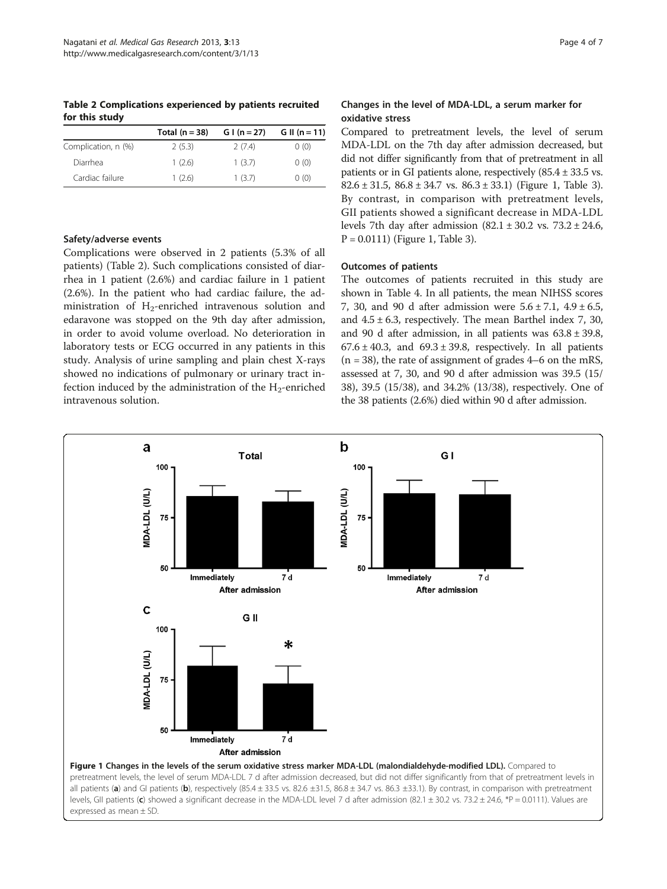**Table 2 Complications experienced by patients recruited for this study**

| | Total (n = 38) | G I (n = 27) | G II (n = 11) |
|---|---|---|---|
| Complication, n (%) | 2 (5.3) | 2 (7.4) | 0 (0) |
| Diarrhea | 1 (2.6) | 1 (3.7) | 0 (0) |
| Cardiac failure | 1 (2.6) | 1 (3.7) | 0 (0) |

### Safety/adverse events

Complications were observed in 2 patients (5.3% of all patients) (Table 2). Such complications consisted of diarrhea in 1 patient (2.6%) and cardiac failure in 1 patient (2.6%). In the patient who had cardiac failure, the administration of $H_2$-enriched intravenous solution and edaravone was stopped on the 9th day after admission, in order to avoid volume overload. No deterioration in laboratory tests or ECG occurred in any patients in this study. Analysis of urine sampling and plain chest X-rays showed no indications of pulmonary or urinary tract infection induced by the administration of the $H_2$-enriched intravenous solution.

### Changes in the level of MDA-LDL, a serum marker for oxidative stress

Compared to pretreatment levels, the level of serum MDA-LDL on the 7th day after admission decreased, but did not differ significantly from that of pretreatment in all patients or in GI patients alone, respectively (85.4 ± 33.5 vs. 82.6 ± 31.5, 86.8 ± 34.7 vs. 86.3 ± 33.1) (Figure 1, Table 3). By contrast, in comparison with pretreatment levels, GII patients showed a significant decrease in MDA-LDL levels 7th day after admission (82.1 ± 30.2 vs. 73.2 ± 24.6, $P = 0.0111$) (Figure 1, Table 3).

### Outcomes of patients

The outcomes of patients recruited in this study are shown in Table 4. In all patients, the mean NIHSS scores 7, 30, and 90 d after admission were 5.6 ± 7.1, 4.9 ± 6.5, and 4.5 ± 6.3, respectively. The mean Barthel index 7, 30, and 90 d after admission, in all patients was 63.8 ± 39.8, 67.6 ± 40.3, and 69.3 ± 39.8, respectively. In all patients (n = 38), the rate of assignment of grades 4–6 on the mRS, assessed at 7, 30, and 90 d after admission was 39.5 (15/38), 39.5 (15/38), and 34.2% (13/38), respectively. One of the 38 patients (2.6%) died within 90 d after admission.

**Figure 1 Changes in the levels of the serum oxidative stress marker MDA-LDL (malondialdehyde-modified LDL).** Compared to pretreatment levels, the level of serum MDA-LDL 7 d after admission decreased, but did not differ significantly from that of pretreatment levels in all patients (**a**) and GI patients (**b**), respectively (85.4 ± 33.5 vs. 82.6 ±31.5, 86.8 ± 34.7 vs. 86.3 ±33.1). By contrast, in comparison with pretreatment levels, GII patients (**c**) showed a significant decrease in the MDA-LDL level 7 d after admission (82.1 ± 30.2 vs. 73.2 ± 24.6, *$P = 0.0111$). Values are expressed as mean ± SD.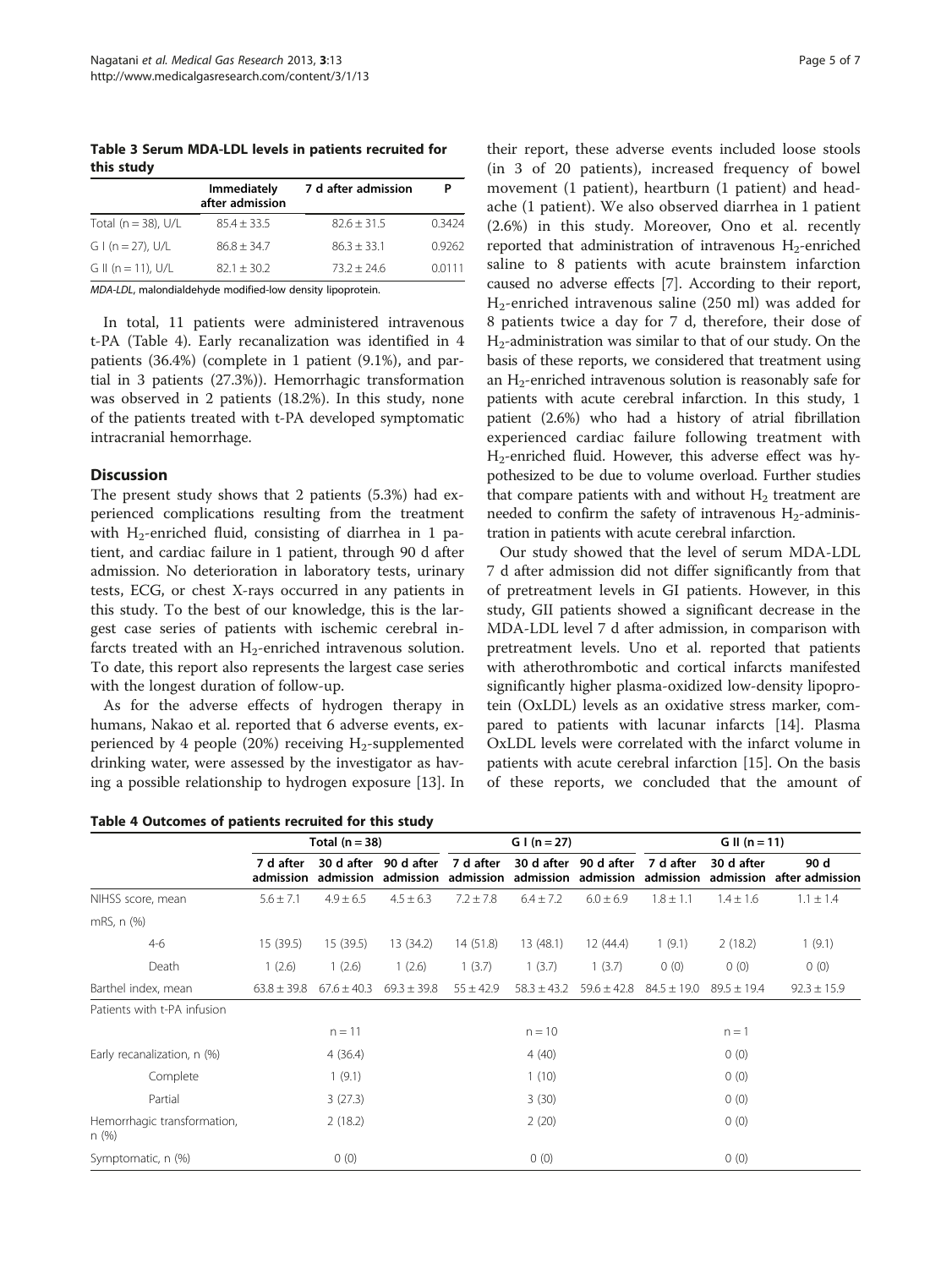**Table 3 Serum MDA-LDL levels in patients recruited for this study**

| | Immediately after admission | 7 d after admission | P |
|---|---|---|---|
| Total (n = 38), U/L | 85.4 ± 33.5 | 82.6 ± 31.5 | 0.3424 |
| G I (n = 27), U/L | 86.8 ± 34.7 | 86.3 ± 33.1 | 0.9262 |
| G II (n = 11), U/L | 82.1 ± 30.2 | 73.2 ± 24.6 | 0.0111 |

*MDA-LDL*, malondialdehyde modified-low density lipoprotein.

In total, 11 patients were administered intravenous t-PA (Table 4). Early recanalization was identified in 4 patients (36.4%) (complete in 1 patient (9.1%), and partial in 3 patients (27.3%)). Hemorrhagic transformation was observed in 2 patients (18.2%). In this study, none of the patients treated with t-PA developed symptomatic intracranial hemorrhage.

## Discussion

The present study shows that 2 patients (5.3%) had experienced complications resulting from the treatment with $H_2$-enriched fluid, consisting of diarrhea in 1 patient, and cardiac failure in 1 patient, through 90 d after admission. No deterioration in laboratory tests, urinary tests, ECG, or chest X-rays occurred in any patients in this study. To the best of our knowledge, this is the largest case series of patients with ischemic cerebral infarcts treated with an $H_2$-enriched intravenous solution. To date, this report also represents the largest case series with the longest duration of follow-up.

As for the adverse effects of hydrogen therapy in humans, Nakao et al. reported that 6 adverse events, experienced by 4 people (20%) receiving $H_2$-supplemented drinking water, were assessed by the investigator as having a possible relationship to hydrogen exposure [13]. In their report, these adverse events included loose stools (in 3 of 20 patients), increased frequency of bowel movement (1 patient), heartburn (1 patient) and headache (1 patient). We also observed diarrhea in 1 patient (2.6%) in this study. Moreover, Ono et al. recently reported that administration of intravenous $H_2$-enriched saline to 8 patients with acute brainstem infarction caused no adverse effects [7]. According to their report, $H_2$-enriched intravenous saline (250 ml) was added for 8 patients twice a day for 7 d, therefore, their dose of $H_2$-administration was similar to that of our study. On the basis of these reports, we considered that treatment using an $H_2$-enriched intravenous solution is reasonably safe for patients with acute cerebral infarction. In this study, 1 patient (2.6%) who had a history of atrial fibrillation experienced cardiac failure following treatment with $H_2$-enriched fluid. However, this adverse effect was hypothesized to be due to volume overload. Further studies that compare patients with and without $H_2$ treatment are needed to confirm the safety of intravenous $H_2$-administration in patients with acute cerebral infarction.

Our study showed that the level of serum MDA-LDL 7 d after admission did not differ significantly from that of pretreatment levels in GI patients. However, in this study, GII patients showed a significant decrease in the MDA-LDL level 7 d after admission, in comparison with pretreatment levels. Uno et al. reported that patients with atherothrombotic and cortical infarcts manifested significantly higher plasma-oxidized low-density lipoprotein (OxLDL) levels as an oxidative stress marker, compared to patients with lacunar infarcts [14]. Plasma OxLDL levels were correlated with the infarct volume in patients with acute cerebral infarction [15]. On the basis of these reports, we concluded that the amount of

**Table 4 Outcomes of patients recruited for this study**

| | Total (n = 38) | | | G I (n = 27) | | | G II (n = 11) | | |
|---|---|---|---|---|---|---|---|---|---|
| | 7 d after admission | 30 d after admission | 90 d after admission | 7 d after admission | 30 d after admission | 90 d after admission | 7 d after admission | 30 d after admission | 90 d after admission |
| NIHSS score, mean | 5.6 ± 7.1 | 4.9 ± 6.5 | 4.5 ± 6.3 | 7.2 ± 7.8 | 6.4 ± 7.2 | 6.0 ± 6.9 | 1.8 ± 1.1 | 1.4 ± 1.6 | 1.1 ± 1.4 |
| mRS, n (%) | | | | | | | | | |
| 4-6 | 15 (39.5) | 15 (39.5) | 13 (34.2) | 14 (51.8) | 13 (48.1) | 12 (44.4) | 1 (9.1) | 2 (18.2) | 1 (9.1) |
| Death | 1 (2.6) | 1 (2.6) | 1 (2.6) | 1 (3.7) | 1 (3.7) | 1 (3.7) | 0 (0) | 0 (0) | 0 (0) |
| Barthel index, mean | 63.8 ± 39.8 | 67.6 ± 40.3 | 69.3 ± 39.8 | 55 ± 42.9 | 58.3 ± 43.2 | 59.6 ± 42.8 | 84.5 ± 19.0 | 89.5 ± 19.4 | 92.3 ± 15.9 |
| Patients with t-PA infusion | | | | | | | | | |
| | | n = 11 | | | n = 10 | | | n = 1 | |
| Early recanalization, n (%) | | 4 (36.4) | | | 4 (40) | | | 0 (0) | |
| Complete | | 1 (9.1) | | | 1 (10) | | | 0 (0) | |
| Partial | | 3 (27.3) | | | 3 (30) | | | 0 (0) | |
| Hemorrhagic transformation, n (%) | | 2 (18.2) | | | 2 (20) | | | 0 (0) | |
| Symptomatic, n (%) | | 0 (0) | | | 0 (0) | | | 0 (0) | |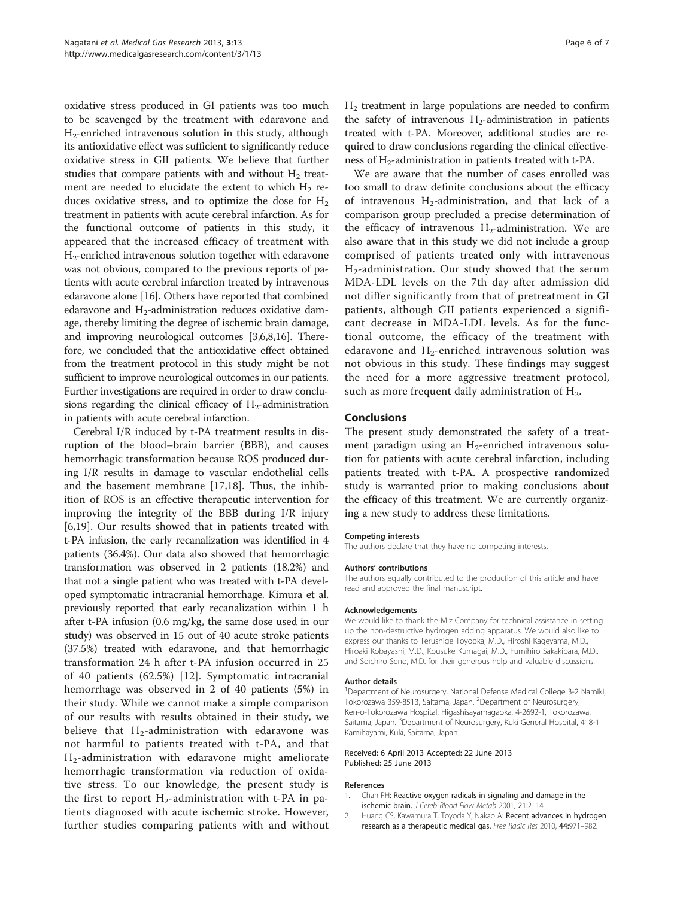oxidative stress produced in GI patients was too much to be scavenged by the treatment with edaravone and $H_2$-enriched intravenous solution in this study, although its antioxidative effect was sufficient to significantly reduce oxidative stress in GII patients. We believe that further studies that compare patients with and without $H_2$ treatment are needed to elucidate the extent to which $H_2$ reduces oxidative stress, and to optimize the dose for $H_2$ treatment in patients with acute cerebral infarction. As for the functional outcome of patients in this study, it appeared that the increased efficacy of treatment with $H_2$-enriched intravenous solution together with edaravone was not obvious, compared to the previous reports of patients with acute cerebral infarction treated by intravenous edaravone alone [16]. Others have reported that combined edaravone and $H_2$-administration reduces oxidative damage, thereby limiting the degree of ischemic brain damage, and improving neurological outcomes [3,6,8,16]. Therefore, we concluded that the antioxidative effect obtained from the treatment protocol in this study might be not sufficient to improve neurological outcomes in our patients. Further investigations are required in order to draw conclusions regarding the clinical efficacy of $H_2$-administration in patients with acute cerebral infarction.

Cerebral I/R induced by t-PA treatment results in disruption of the blood–brain barrier (BBB), and causes hemorrhagic transformation because ROS produced during I/R results in damage to vascular endothelial cells and the basement membrane [17,18]. Thus, the inhibition of ROS is an effective therapeutic intervention for improving the integrity of the BBB during I/R injury [6,19]. Our results showed that in patients treated with t-PA infusion, the early recanalization was identified in 4 patients (36.4%). Our data also showed that hemorrhagic transformation was observed in 2 patients (18.2%) and that not a single patient who was treated with t-PA developed symptomatic intracranial hemorrhage. Kimura et al. previously reported that early recanalization within 1 h after t-PA infusion (0.6 mg/kg, the same dose used in our study) was observed in 15 out of 40 acute stroke patients (37.5%) treated with edaravone, and that hemorrhagic transformation 24 h after t-PA infusion occurred in 25 of 40 patients (62.5%) [12]. Symptomatic intracranial hemorrhage was observed in 2 of 40 patients (5%) in their study. While we cannot make a simple comparison of our results with results obtained in their study, we believe that $H_2$-administration with edaravone was not harmful to patients treated with t-PA, and that $H_2$-administration with edaravone might ameliorate hemorrhagic transformation via reduction of oxidative stress. To our knowledge, the present study is the first to report $H_2$-administration with t-PA in patients diagnosed with acute ischemic stroke. However, further studies comparing patients with and without $H_2$ treatment in large populations are needed to confirm the safety of intravenous $H_2$-administration in patients treated with t-PA. Moreover, additional studies are required to draw conclusions regarding the clinical effectiveness of $H_2$-administration in patients treated with t-PA.

We are aware that the number of cases enrolled was too small to draw definite conclusions about the efficacy of intravenous $H_2$-administration, and that lack of a comparison group precluded a precise determination of the efficacy of intravenous $H_2$-administration. We are also aware that in this study we did not include a group comprised of patients treated only with intravenous $H_2$-administration. Our study showed that the serum MDA-LDL levels on the 7th day after admission did not differ significantly from that of pretreatment in GI patients, although GII patients experienced a significant decrease in MDA-LDL levels. As for the functional outcome, the efficacy of the treatment with edaravone and $H_2$-enriched intravenous solution was not obvious in this study. These findings may suggest the need for a more aggressive treatment protocol, such as more frequent daily administration of $H_2$.

## Conclusions

The present study demonstrated the safety of a treatment paradigm using an $H_2$-enriched intravenous solution for patients with acute cerebral infarction, including patients treated with t-PA. A prospective randomized study is warranted prior to making conclusions about the efficacy of this treatment. We are currently organizing a new study to address these limitations.

#### Competing interests

The authors declare that they have no competing interests.

#### Authors' contributions

The authors equally contributed to the production of this article and have read and approved the final manuscript.

#### Acknowledgements

We would like to thank the Miz Company for technical assistance in setting up the non-destructive hydrogen adding apparatus. We would also like to express our thanks to Terushige Toyooka, M.D., Hiroshi Kageyama, M.D., Hiroaki Kobayashi, M.D., Kousuke Kumagai, M.D., Fumihiro Sakakibara, M.D., and Soichiro Seno, M.D. for their generous help and valuable discussions.

#### Author details

[1]Department of Neurosurgery, National Defense Medical College 3-2 Namiki, Tokorozawa 359-8513, Saitama, Japan. [2]Department of Neurosurgery, Ken-o-Tokorozawa Hospital, Higashisayamagaoka, 4-2692-1, Tokorozawa, Saitama, Japan. [3]Department of Neurosurgery, Kuki General Hospital, 418-1 Kamihayami, Kuki, Saitama, Japan.

Received: 6 April 2013 Accepted: 22 June 2013
Published: 25 June 2013

#### References

1. Chan PH: **Reactive oxygen radicals in signaling and damage in the ischemic brain.** *J Cereb Blood Flow Metab* 2001, **21:**2–14.
2. Huang CS, Kawamura T, Toyoda Y, Nakao A: **Recent advances in hydrogen research as a therapeutic medical gas.** *Free Radic Res* 2010, **44:**971–982.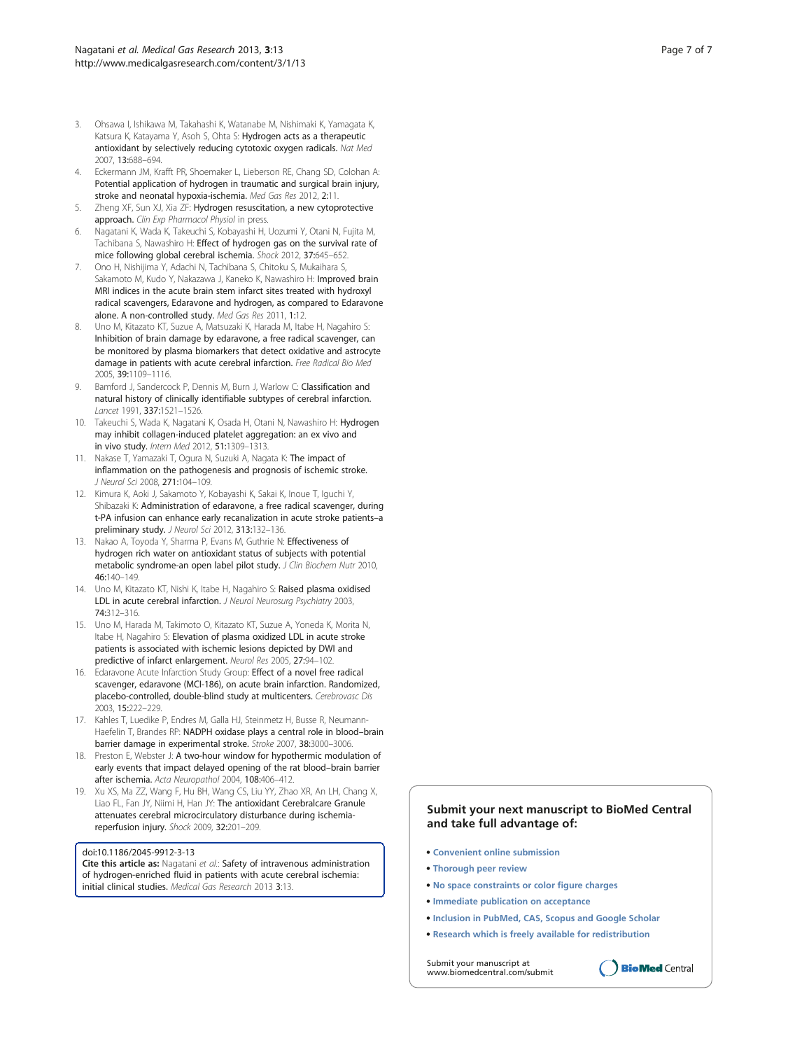3. Ohsawa I, Ishikawa M, Takahashi K, Watanabe M, Nishimaki K, Yamagata K, Katsura K, Katayama Y, Asoh S, Ohta S: **Hydrogen acts as a therapeutic antioxidant by selectively reducing cytotoxic oxygen radicals.** *Nat Med* 2007, **13:**688–694.
4. Eckermann JM, Krafft PR, Shoemaker L, Lieberson RE, Chang SD, Colohan A: **Potential application of hydrogen in traumatic and surgical brain injury, stroke and neonatal hypoxia-ischemia.** *Med Gas Res* 2012, **2:**11.
5. Zheng XF, Sun XJ, Xia ZF: **Hydrogen resuscitation, a new cytoprotective approach.** *Clin Exp Pharmacol Physiol* in press.
6. Nagatani K, Wada K, Takeuchi S, Kobayashi H, Uozumi Y, Otani N, Fujita M, Tachibana S, Nawashiro H: **Effect of hydrogen gas on the survival rate of mice following global cerebral ischemia.** *Shock* 2012, **37:**645–652.
7. Ono H, Nishijima Y, Adachi N, Tachibana S, Chitoku S, Mukaihara S, Sakamoto M, Kudo Y, Nakazawa J, Kaneko K, Nawashiro H: **Improved brain MRI indices in the acute brain stem infarct sites treated with hydroxyl radical scavengers, Edaravone and hydrogen, as compared to Edaravone alone. A non-controlled study.** *Med Gas Res* 2011, **1:**12.
8. Uno M, Kitazato KT, Suzue A, Matsuzaki K, Harada M, Itabe H, Nagahiro S: **Inhibition of brain damage by edaravone, a free radical scavenger, can be monitored by plasma biomarkers that detect oxidative and astrocyte damage in patients with acute cerebral infarction.** *Free Radical Bio Med* 2005, **39:**1109–1116.
9. Bamford J, Sandercock P, Dennis M, Burn J, Warlow C: **Classification and natural history of clinically identifiable subtypes of cerebral infarction.** *Lancet* 1991, **337:**1521–1526.
10. Takeuchi S, Wada K, Nagatani K, Osada H, Otani N, Nawashiro H: **Hydrogen may inhibit collagen-induced platelet aggregation: an ex vivo and in vivo study.** *Intern Med* 2012, **51:**1309–1313.
11. Nakase T, Yamazaki T, Ogura N, Suzuki A, Nagata K: **The impact of inflammation on the pathogenesis and prognosis of ischemic stroke.** *J Neurol Sci* 2008, **271:**104–109.
12. Kimura K, Aoki J, Sakamoto Y, Kobayashi K, Sakai K, Inoue T, Iguchi Y, Shibazaki K: **Administration of edaravone, a free radical scavenger, during t-PA infusion can enhance early recanalization in acute stroke patients–a preliminary study.** *J Neurol Sci* 2012, **313:**132–136.
13. Nakao A, Toyoda Y, Sharma P, Evans M, Guthrie N: **Effectiveness of hydrogen rich water on antioxidant status of subjects with potential metabolic syndrome-an open label pilot study.** *J Clin Biochem Nutr* 2010, **46:**140–149.
14. Uno M, Kitazato KT, Nishi K, Itabe H, Nagahiro S: **Raised plasma oxidised LDL in acute cerebral infarction.** *J Neurol Neurosurg Psychiatry* 2003, **74:**312–316.
15. Uno M, Harada M, Takimoto O, Kitazato KT, Suzue A, Yoneda K, Morita N, Itabe H, Nagahiro S: **Elevation of plasma oxidized LDL in acute stroke patients is associated with ischemic lesions depicted by DWI and predictive of infarct enlargement.** *Neurol Res* 2005, **27:**94–102.
16. Edaravone Acute Infarction Study Group: **Effect of a novel free radical scavenger, edaravone (MCI-186), on acute brain infarction. Randomized, placebo-controlled, double-blind study at multicenters.** *Cerebrovasc Dis* 2003, **15:**222–229.
17. Kahles T, Luedike P, Endres M, Galla HJ, Steinmetz H, Busse R, Neumann-Haefelin T, Brandes RP: **NADPH oxidase plays a central role in blood–brain barrier damage in experimental stroke.** *Stroke* 2007, **38:**3000–3006.
18. Preston E, Webster J: **A two-hour window for hypothermic modulation of early events that impact delayed opening of the rat blood–brain barrier after ischemia.** *Acta Neuropathol* 2004, **108:**406–412.
19. Xu XS, Ma ZZ, Wang F, Hu BH, Wang CS, Liu YY, Zhao XR, An LH, Chang X, Liao FL, Fan JY, Niimi H, Han JY: **The antioxidant Cerebralcare Granule attenuates cerebral microcirculatory disturbance during ischemia-reperfusion injury.** *Shock* 2009, **32:**201–209.

doi:10.1186/2045-9912-3-13

**Cite this article as:** Nagatani *et al.*: Safety of intravenous administration of hydrogen-enriched fluid in patients with acute cerebral ischemia: initial clinical studies. *Medical Gas Research* 2013 3:13.

**Submit your next manuscript to BioMed Central and take full advantage of:**

- Convenient online submission
- Thorough peer review
- No space constraints or color figure charges
- Immediate publication on acceptance
- Inclusion in PubMed, CAS, Scopus and Google Scholar
- Research which is freely available for redistribution

Submit your manuscript at www.biomedcentral.com/submit

BioMed Central